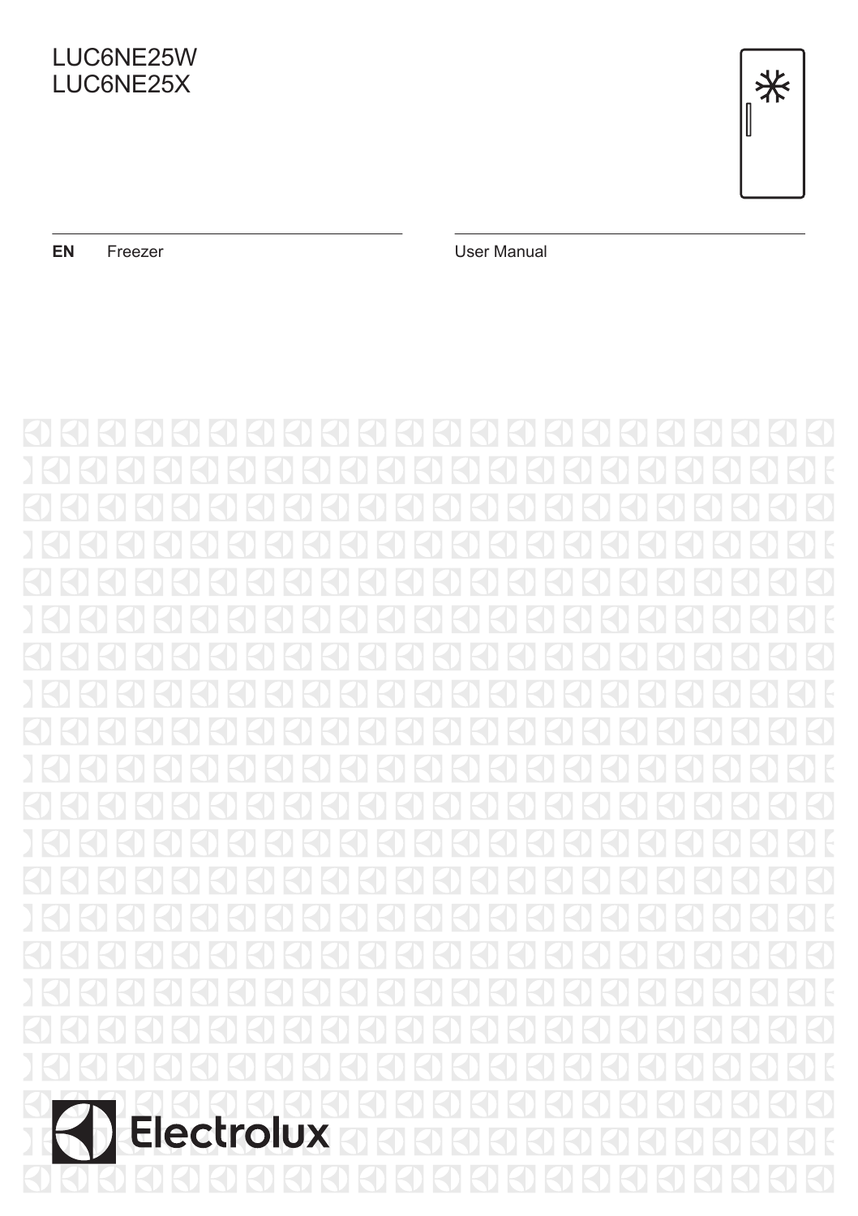LUC6NE25W
LUC6NE25X

**EN** Freezer

User Manual

Electrolux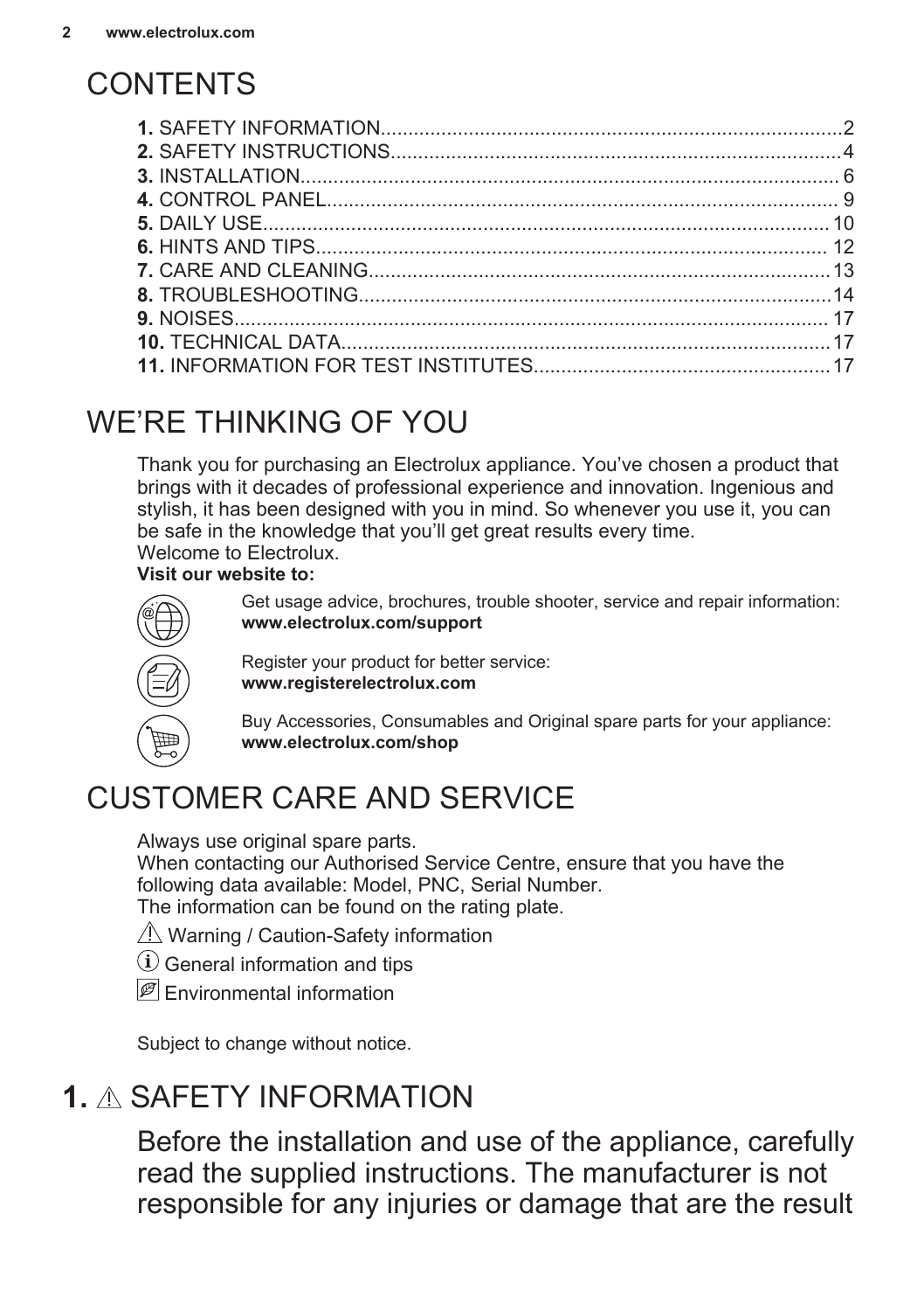# CONTENTS

**1.** SAFETY INFORMATION....................................................................................2
**2.** SAFETY INSTRUCTIONS..................................................................................4
**3.** INSTALLATION.................................................................................................. 6
**4.** CONTROL PANEL............................................................................................. 9
**5.** DAILY USE....................................................................................................... 10
**6.** HINTS AND TIPS............................................................................................. 12
**7.** CARE AND CLEANING...................................................................................13
**8.** TROUBLESHOOTING.....................................................................................14
**9.** NOISES........................................................................................................... 17
**10.** TECHNICAL DATA........................................................................................17
**11.** INFORMATION FOR TEST INSTITUTES.....................................................17

# WE'RE THINKING OF YOU

Thank you for purchasing an Electrolux appliance. You've chosen a product that brings with it decades of professional experience and innovation. Ingenious and stylish, it has been designed with you in mind. So whenever you use it, you can be safe in the knowledge that you'll get great results every time.
Welcome to Electrolux.

**Visit our website to:**

Get usage advice, brochures, trouble shooter, service and repair information:
**www.electrolux.com/support**

Register your product for better service:
**www.registerelectrolux.com**

Buy Accessories, Consumables and Original spare parts for your appliance:
**www.electrolux.com/shop**

# CUSTOMER CARE AND SERVICE

Always use original spare parts.
When contacting our Authorised Service Centre, ensure that you have the following data available: Model, PNC, Serial Number.
The information can be found on the rating plate.

⚠ Warning / Caution-Safety information

ⓘ General information and tips

Environmental information

Subject to change without notice.

# 1. ⚠ SAFETY INFORMATION

Before the installation and use of the appliance, carefully read the supplied instructions. The manufacturer is not responsible for any injuries or damage that are the result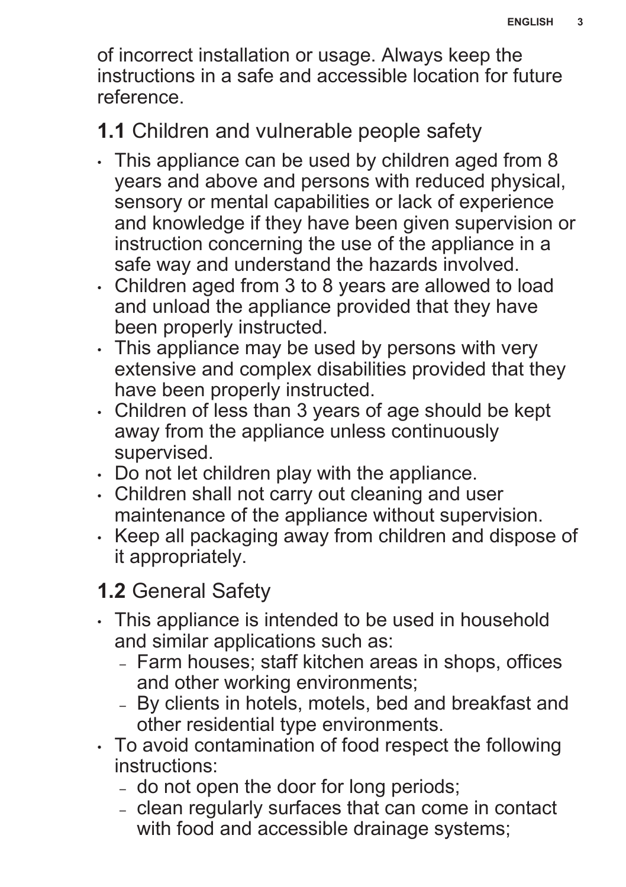of incorrect installation or usage. Always keep the instructions in a safe and accessible location for future reference.

## 1.1 Children and vulnerable people safety

- This appliance can be used by children aged from 8 years and above and persons with reduced physical, sensory or mental capabilities or lack of experience and knowledge if they have been given supervision or instruction concerning the use of the appliance in a safe way and understand the hazards involved.
- Children aged from 3 to 8 years are allowed to load and unload the appliance provided that they have been properly instructed.
- This appliance may be used by persons with very extensive and complex disabilities provided that they have been properly instructed.
- Children of less than 3 years of age should be kept away from the appliance unless continuously supervised.
- Do not let children play with the appliance.
- Children shall not carry out cleaning and user maintenance of the appliance without supervision.
- Keep all packaging away from children and dispose of it appropriately.

## 1.2 General Safety

- This appliance is intended to be used in household and similar applications such as:
  - Farm houses; staff kitchen areas in shops, offices and other working environments;
  - By clients in hotels, motels, bed and breakfast and other residential type environments.
- To avoid contamination of food respect the following instructions:
  - do not open the door for long periods;
  - clean regularly surfaces that can come in contact with food and accessible drainage systems;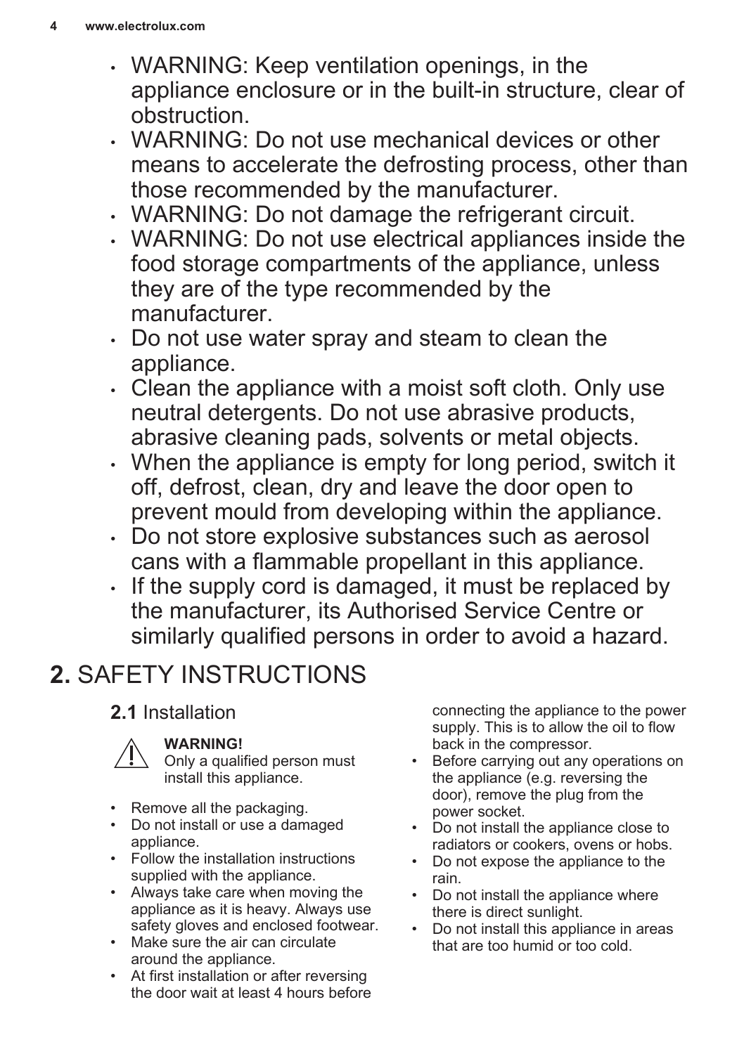- WARNING: Keep ventilation openings, in the appliance enclosure or in the built-in structure, clear of obstruction.
- WARNING: Do not use mechanical devices or other means to accelerate the defrosting process, other than those recommended by the manufacturer.
- WARNING: Do not damage the refrigerant circuit.
- WARNING: Do not use electrical appliances inside the food storage compartments of the appliance, unless they are of the type recommended by the manufacturer.
- Do not use water spray and steam to clean the appliance.
- Clean the appliance with a moist soft cloth. Only use neutral detergents. Do not use abrasive products, abrasive cleaning pads, solvents or metal objects.
- When the appliance is empty for long period, switch it off, defrost, clean, dry and leave the door open to prevent mould from developing within the appliance.
- Do not store explosive substances such as aerosol cans with a flammable propellant in this appliance.
- If the supply cord is damaged, it must be replaced by the manufacturer, its Authorised Service Centre or similarly qualified persons in order to avoid a hazard.

# 2. SAFETY INSTRUCTIONS

## 2.1 Installation

**WARNING!**
Only a qualified person must install this appliance.

- Remove all the packaging.
- Do not install or use a damaged appliance.
- Follow the installation instructions supplied with the appliance.
- Always take care when moving the appliance as it is heavy. Always use safety gloves and enclosed footwear.
- Make sure the air can circulate around the appliance.
- At first installation or after reversing the door wait at least 4 hours before connecting the appliance to the power supply. This is to allow the oil to flow back in the compressor.
- Before carrying out any operations on the appliance (e.g. reversing the door), remove the plug from the power socket.
- Do not install the appliance close to radiators or cookers, ovens or hobs.
- Do not expose the appliance to the rain.
- Do not install the appliance where there is direct sunlight.
- Do not install this appliance in areas that are too humid or too cold.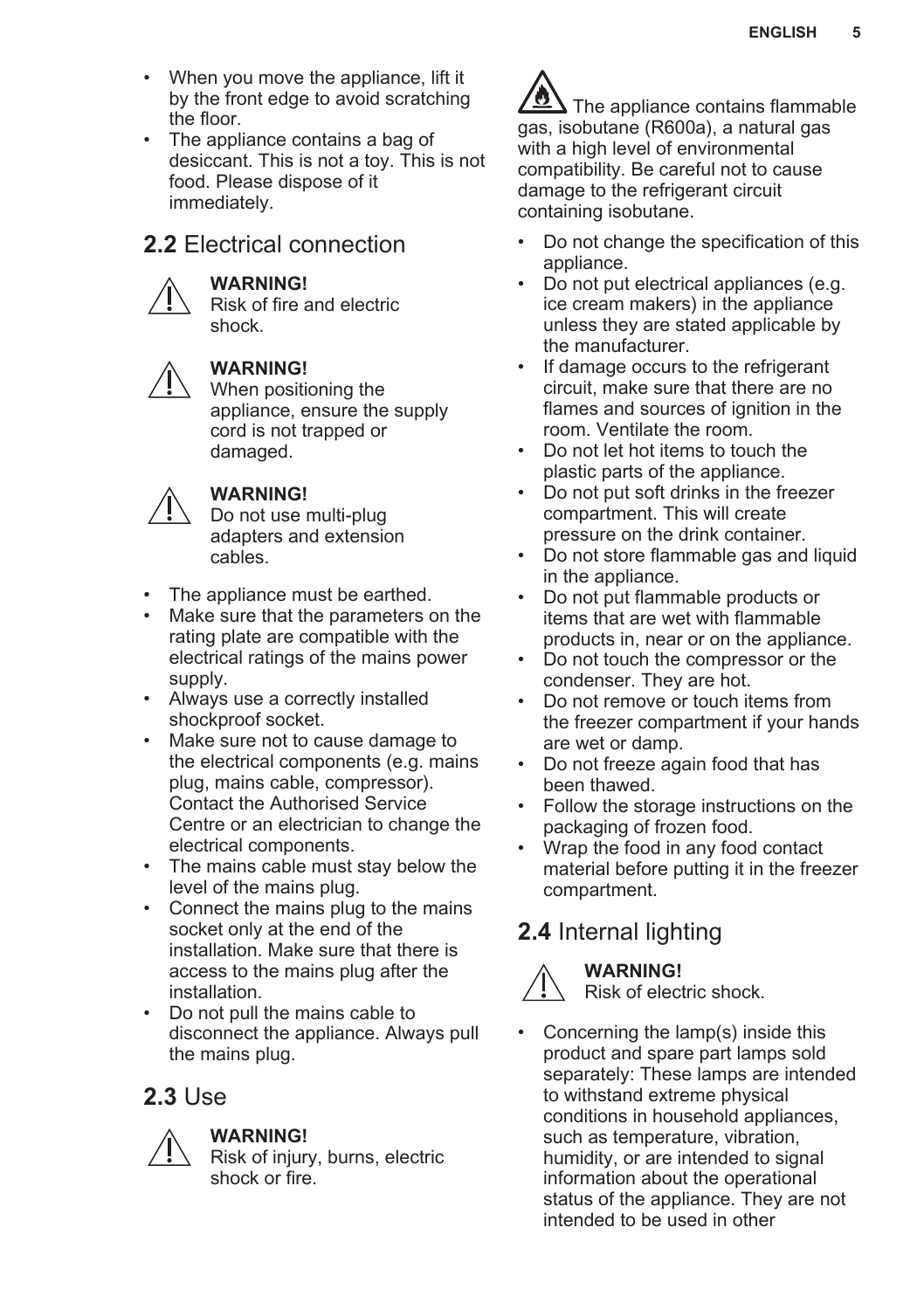- When you move the appliance, lift it by the front edge to avoid scratching the floor.
- The appliance contains a bag of desiccant. This is not a toy. This is not food. Please dispose of it immediately.

## 2.2 Electrical connection

**WARNING!**
Risk of fire and electric shock.

**WARNING!**
When positioning the appliance, ensure the supply cord is not trapped or damaged.

**WARNING!**
Do not use multi-plug adapters and extension cables.

- The appliance must be earthed.
- Make sure that the parameters on the rating plate are compatible with the electrical ratings of the mains power supply.
- Always use a correctly installed shockproof socket.
- Make sure not to cause damage to the electrical components (e.g. mains plug, mains cable, compressor). Contact the Authorised Service Centre or an electrician to change the electrical components.
- The mains cable must stay below the level of the mains plug.
- Connect the mains plug to the mains socket only at the end of the installation. Make sure that there is access to the mains plug after the installation.
- Do not pull the mains cable to disconnect the appliance. Always pull the mains plug.

## 2.3 Use

**WARNING!**
Risk of injury, burns, electric shock or fire.

The appliance contains flammable gas, isobutane (R600a), a natural gas with a high level of environmental compatibility. Be careful not to cause damage to the refrigerant circuit containing isobutane.

- Do not change the specification of this appliance.
- Do not put electrical appliances (e.g. ice cream makers) in the appliance unless they are stated applicable by the manufacturer.
- If damage occurs to the refrigerant circuit, make sure that there are no flames and sources of ignition in the room. Ventilate the room.
- Do not let hot items to touch the plastic parts of the appliance.
- Do not put soft drinks in the freezer compartment. This will create pressure on the drink container.
- Do not store flammable gas and liquid in the appliance.
- Do not put flammable products or items that are wet with flammable products in, near or on the appliance.
- Do not touch the compressor or the condenser. They are hot.
- Do not remove or touch items from the freezer compartment if your hands are wet or damp.
- Do not freeze again food that has been thawed.
- Follow the storage instructions on the packaging of frozen food.
- Wrap the food in any food contact material before putting it in the freezer compartment.

## 2.4 Internal lighting

**WARNING!**
Risk of electric shock.

- Concerning the lamp(s) inside this product and spare part lamps sold separately: These lamps are intended to withstand extreme physical conditions in household appliances, such as temperature, vibration, humidity, or are intended to signal information about the operational status of the appliance. They are not intended to be used in other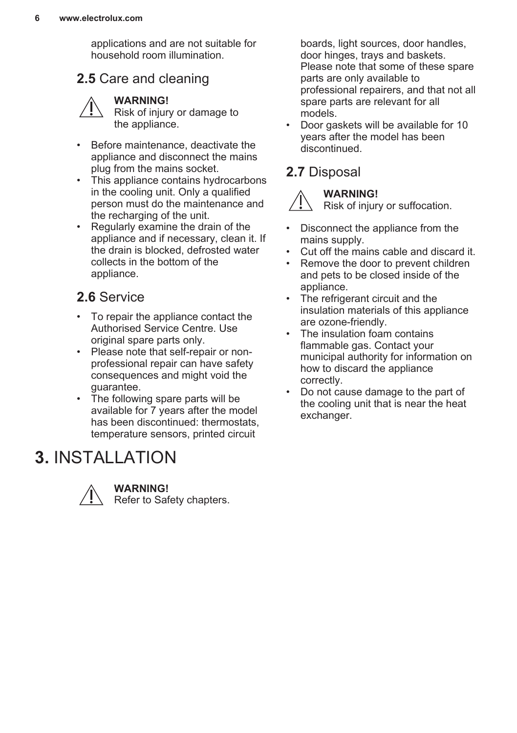applications and are not suitable for household room illumination.

## 2.5 Care and cleaning

**WARNING!**
Risk of injury or damage to the appliance.

- Before maintenance, deactivate the appliance and disconnect the mains plug from the mains socket.
- This appliance contains hydrocarbons in the cooling unit. Only a qualified person must do the maintenance and the recharging of the unit.
- Regularly examine the drain of the appliance and if necessary, clean it. If the drain is blocked, defrosted water collects in the bottom of the appliance.

## 2.6 Service

- To repair the appliance contact the Authorised Service Centre. Use original spare parts only.
- Please note that self-repair or non-professional repair can have safety consequences and might void the guarantee.
- The following spare parts will be available for 7 years after the model has been discontinued: thermostats, temperature sensors, printed circuit boards, light sources, door handles, door hinges, trays and baskets. Please note that some of these spare parts are only available to professional repairers, and that not all spare parts are relevant for all models.
- Door gaskets will be available for 10 years after the model has been discontinued.

## 2.7 Disposal

**WARNING!**
Risk of injury or suffocation.

- Disconnect the appliance from the mains supply.
- Cut off the mains cable and discard it.
- Remove the door to prevent children and pets to be closed inside of the appliance.
- The refrigerant circuit and the insulation materials of this appliance are ozone-friendly.
- The insulation foam contains flammable gas. Contact your municipal authority for information on how to discard the appliance correctly.
- Do not cause damage to the part of the cooling unit that is near the heat exchanger.

# 3. INSTALLATION

**WARNING!**
Refer to Safety chapters.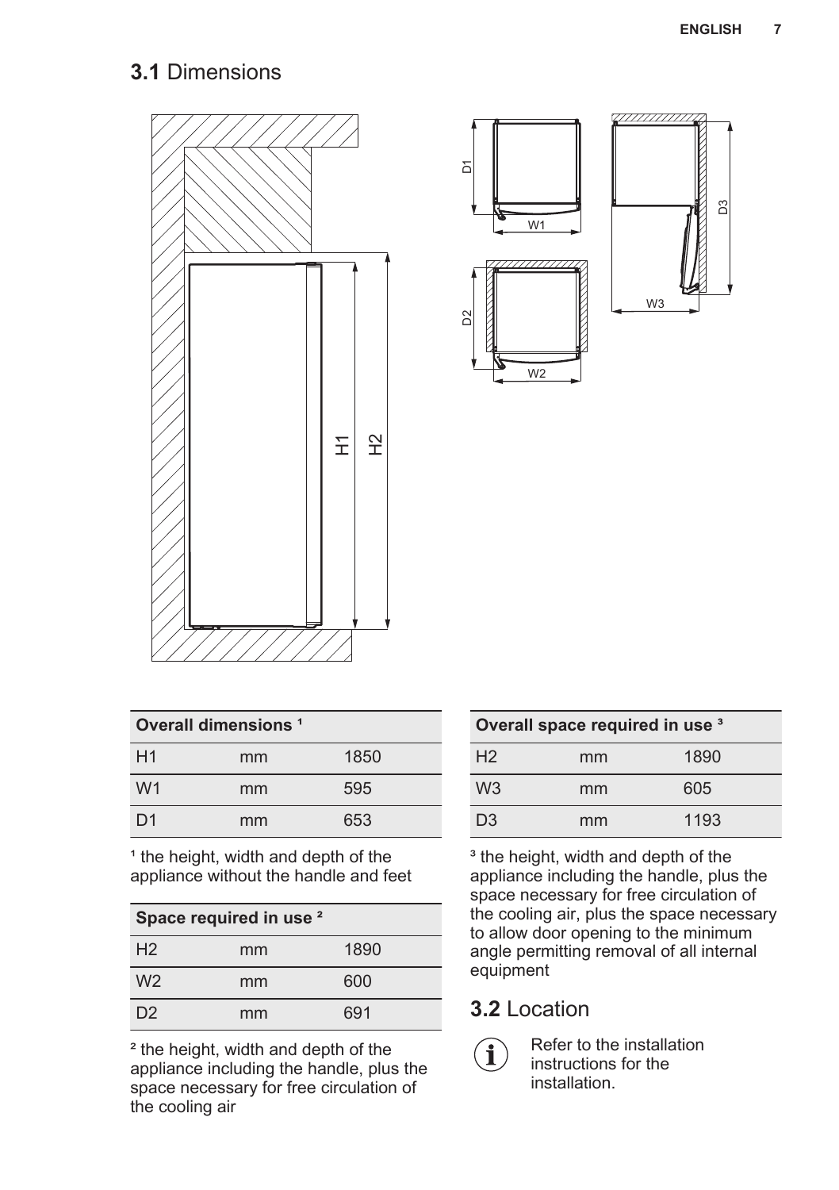## 3.1 Dimensions

| Overall dimensions [1] | | |
|---|---|---|
| H1 | mm | 1850 |
| W1 | mm | 595 |
| D1 | mm | 653 |

[1] the height, width and depth of the appliance without the handle and feet

| Space required in use [2] | | |
|---|---|---|
| H2 | mm | 1890 |
| W2 | mm | 600 |
| D2 | mm | 691 |

[2] the height, width and depth of the appliance including the handle, plus the space necessary for free circulation of the cooling air

| Overall space required in use [3] | | |
|---|---|---|
| H2 | mm | 1890 |
| W3 | mm | 605 |
| D3 | mm | 1193 |

[3] the height, width and depth of the appliance including the handle, plus the space necessary for free circulation of the cooling air, plus the space necessary to allow door opening to the minimum angle permitting removal of all internal equipment

## 3.2 Location

Refer to the installation instructions for the installation.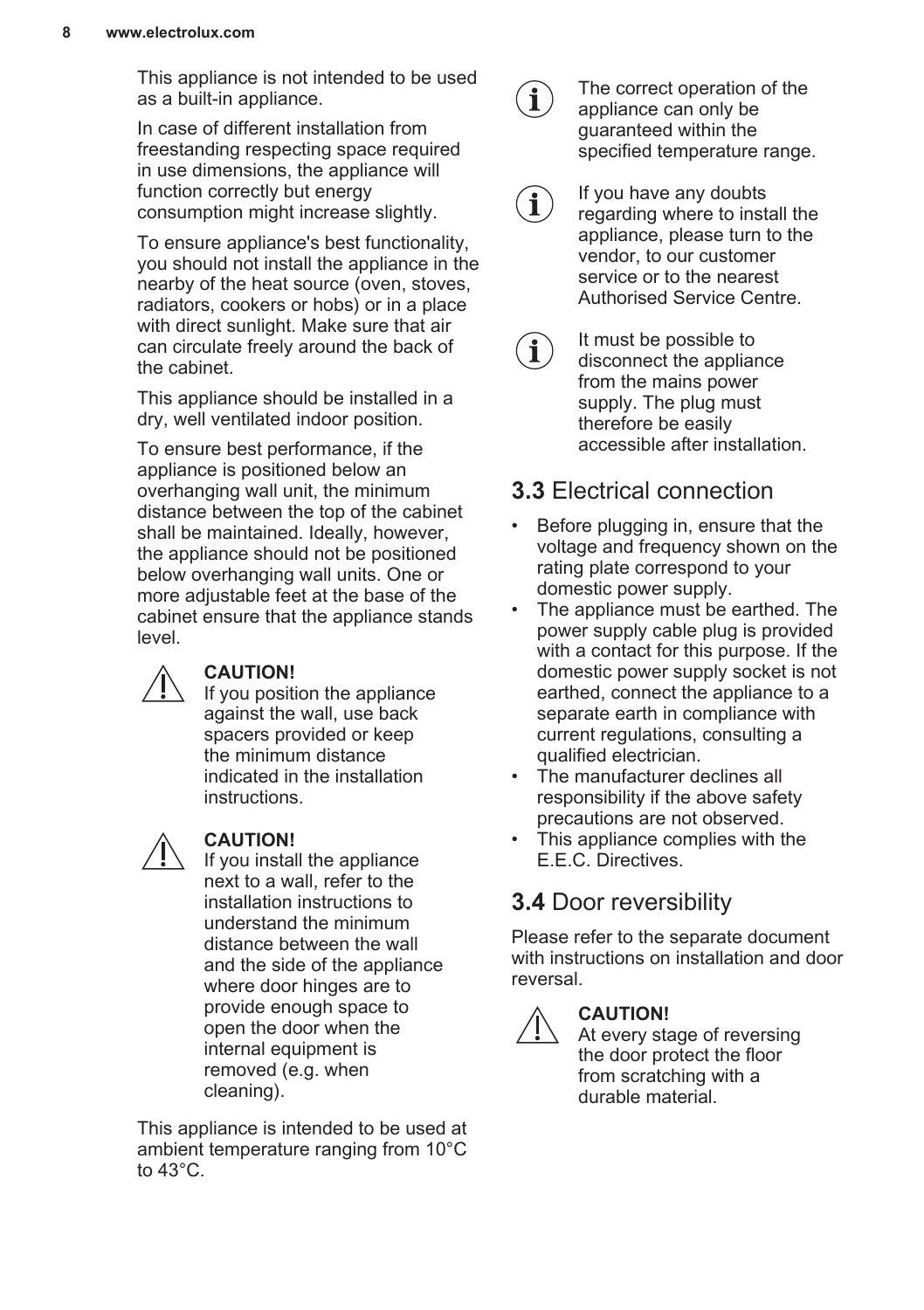This appliance is not intended to be used as a built-in appliance.

In case of different installation from freestanding respecting space required in use dimensions, the appliance will function correctly but energy consumption might increase slightly.

To ensure appliance's best functionality, you should not install the appliance in the nearby of the heat source (oven, stoves, radiators, cookers or hobs) or in a place with direct sunlight. Make sure that air can circulate freely around the back of the cabinet.

This appliance should be installed in a dry, well ventilated indoor position.

To ensure best performance, if the appliance is positioned below an overhanging wall unit, the minimum distance between the top of the cabinet shall be maintained. Ideally, however, the appliance should not be positioned below overhanging wall units. One or more adjustable feet at the base of the cabinet ensure that the appliance stands level.

**CAUTION!**
If you position the appliance against the wall, use back spacers provided or keep the minimum distance indicated in the installation instructions.

**CAUTION!**
If you install the appliance next to a wall, refer to the installation instructions to understand the minimum distance between the wall and the side of the appliance where door hinges are to provide enough space to open the door when the internal equipment is removed (e.g. when cleaning).

This appliance is intended to be used at ambient temperature ranging from 10°C to 43°C.

The correct operation of the appliance can only be guaranteed within the specified temperature range.

If you have any doubts regarding where to install the appliance, please turn to the vendor, to our customer service or to the nearest Authorised Service Centre.

It must be possible to disconnect the appliance from the mains power supply. The plug must therefore be easily accessible after installation.

## 3.3 Electrical connection

- Before plugging in, ensure that the voltage and frequency shown on the rating plate correspond to your domestic power supply.
- The appliance must be earthed. The power supply cable plug is provided with a contact for this purpose. If the domestic power supply socket is not earthed, connect the appliance to a separate earth in compliance with current regulations, consulting a qualified electrician.
- The manufacturer declines all responsibility if the above safety precautions are not observed.
- This appliance complies with the E.E.C. Directives.

## 3.4 Door reversibility

Please refer to the separate document with instructions on installation and door reversal.

**CAUTION!**
At every stage of reversing the door protect the floor from scratching with a durable material.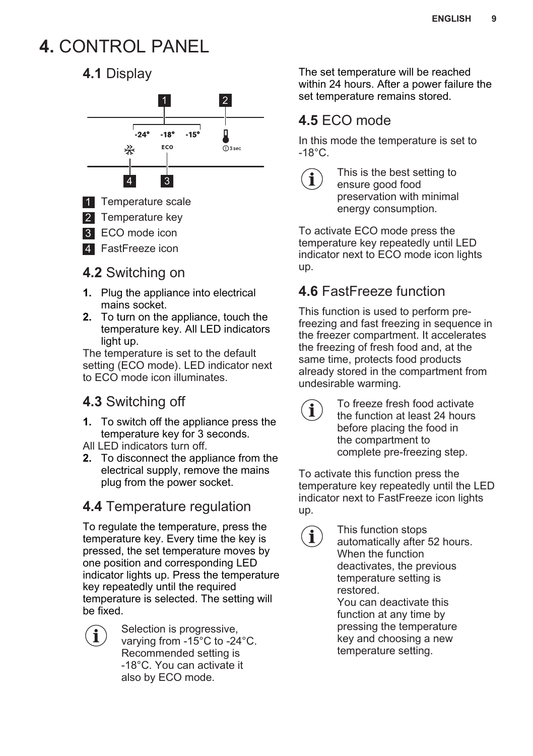# 4. CONTROL PANEL

## 4.1 Display

-24° -18° -15°

ECO

3 sec

1 Temperature scale

2 Temperature key

3 ECO mode icon

4 FastFreeze icon

## 4.2 Switching on

1. Plug the appliance into electrical mains socket.
2. To turn on the appliance, touch the temperature key. All LED indicators light up.

The temperature is set to the default setting (ECO mode). LED indicator next to ECO mode icon illuminates.

## 4.3 Switching off

1. To switch off the appliance press the temperature key for 3 seconds.

All LED indicators turn off.

2. To disconnect the appliance from the electrical supply, remove the mains plug from the power socket.

## 4.4 Temperature regulation

To regulate the temperature, press the temperature key. Every time the key is pressed, the set temperature moves by one position and corresponding LED indicator lights up. Press the temperature key repeatedly until the required temperature is selected. The setting will be fixed.

> Selection is progressive, varying from -15°C to -24°C. Recommended setting is -18°C. You can activate it also by ECO mode.

The set temperature will be reached within 24 hours. After a power failure the set temperature remains stored.

## 4.5 ECO mode

In this mode the temperature is set to -18°C.

> This is the best setting to ensure good food preservation with minimal energy consumption.

To activate ECO mode press the temperature key repeatedly until LED indicator next to ECO mode icon lights up.

## 4.6 FastFreeze function

This function is used to perform pre-freezing and fast freezing in sequence in the freezer compartment. It accelerates the freezing of fresh food and, at the same time, protects food products already stored in the compartment from undesirable warming.

> To freeze fresh food activate the function at least 24 hours before placing the food in the compartment to complete pre-freezing step.

To activate this function press the temperature key repeatedly until the LED indicator next to FastFreeze icon lights up.

> This function stops automatically after 52 hours. When the function deactivates, the previous temperature setting is restored.
> You can deactivate this function at any time by pressing the temperature key and choosing a new temperature setting.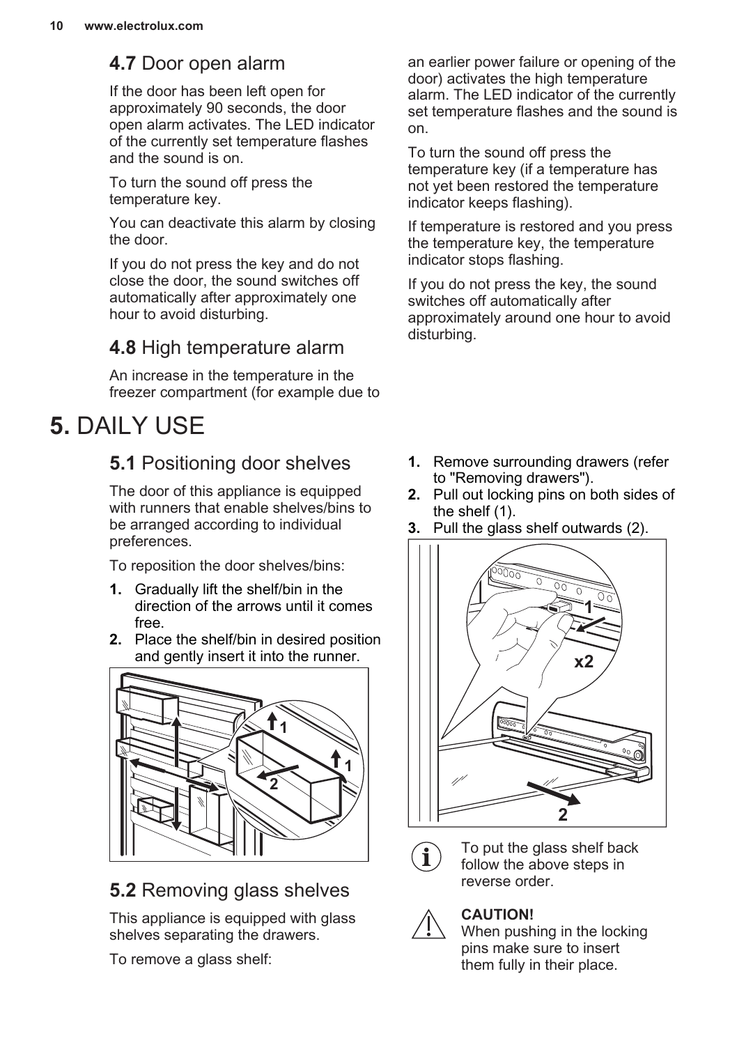### 4.7 Door open alarm

If the door has been left open for approximately 90 seconds, the door open alarm activates. The LED indicator of the currently set temperature flashes and the sound is on.

To turn the sound off press the temperature key.

You can deactivate this alarm by closing the door.

If you do not press the key and do not close the door, the sound switches off automatically after approximately one hour to avoid disturbing.

### 4.8 High temperature alarm

An increase in the temperature in the freezer compartment (for example due to an earlier power failure or opening of the door) activates the high temperature alarm. The LED indicator of the currently set temperature flashes and the sound is on.

To turn the sound off press the temperature key (if a temperature has not yet been restored the temperature indicator keeps flashing).

If temperature is restored and you press the temperature key, the temperature indicator stops flashing.

If you do not press the key, the sound switches off automatically after approximately around one hour to avoid disturbing.

## 5. DAILY USE

### 5.1 Positioning door shelves

The door of this appliance is equipped with runners that enable shelves/bins to be arranged according to individual preferences.

To reposition the door shelves/bins:

1. Gradually lift the shelf/bin in the direction of the arrows until it comes free.
2. Place the shelf/bin in desired position and gently insert it into the runner.

### 5.2 Removing glass shelves

This appliance is equipped with glass shelves separating the drawers.

To remove a glass shelf:

1. Remove surrounding drawers (refer to "Removing drawers").
2. Pull out locking pins on both sides of the shelf (1).
3. Pull the glass shelf outwards (2).

To put the glass shelf back follow the above steps in reverse order.

**CAUTION!**
When pushing in the locking pins make sure to insert them fully in their place.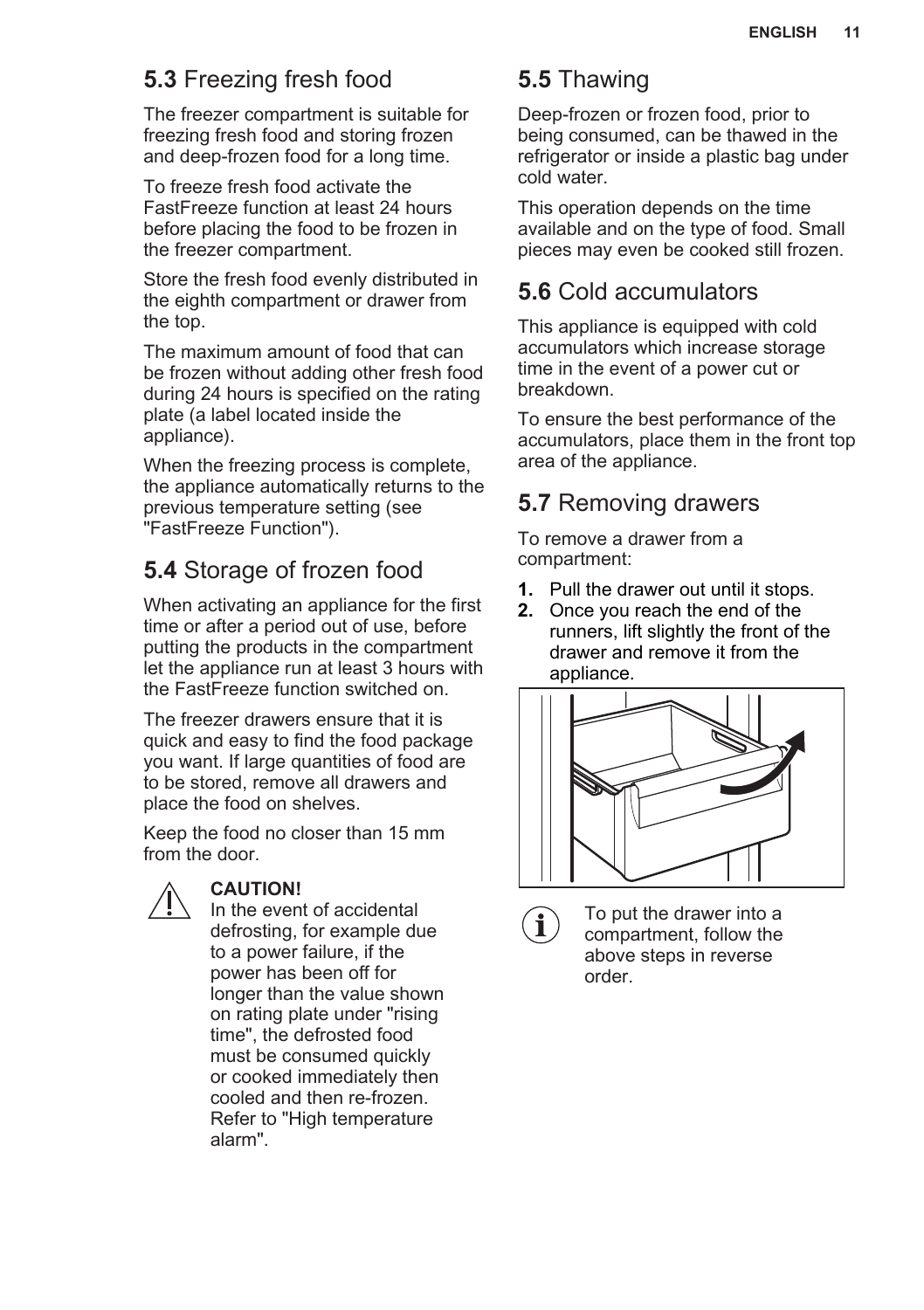## 5.3 Freezing fresh food

The freezer compartment is suitable for freezing fresh food and storing frozen and deep-frozen food for a long time.

To freeze fresh food activate the FastFreeze function at least 24 hours before placing the food to be frozen in the freezer compartment.

Store the fresh food evenly distributed in the eighth compartment or drawer from the top.

The maximum amount of food that can be frozen without adding other fresh food during 24 hours is specified on the rating plate (a label located inside the appliance).

When the freezing process is complete, the appliance automatically returns to the previous temperature setting (see "FastFreeze Function").

## 5.4 Storage of frozen food

When activating an appliance for the first time or after a period out of use, before putting the products in the compartment let the appliance run at least 3 hours with the FastFreeze function switched on.

The freezer drawers ensure that it is quick and easy to find the food package you want. If large quantities of food are to be stored, remove all drawers and place the food on shelves.

Keep the food no closer than 15 mm from the door.

**CAUTION!**
In the event of accidental defrosting, for example due to a power failure, if the power has been off for longer than the value shown on rating plate under "rising time", the defrosted food must be consumed quickly or cooked immediately then cooled and then re-frozen. Refer to "High temperature alarm".

## 5.5 Thawing

Deep-frozen or frozen food, prior to being consumed, can be thawed in the refrigerator or inside a plastic bag under cold water.

This operation depends on the time available and on the type of food. Small pieces may even be cooked still frozen.

## 5.6 Cold accumulators

This appliance is equipped with cold accumulators which increase storage time in the event of a power cut or breakdown.

To ensure the best performance of the accumulators, place them in the front top area of the appliance.

## 5.7 Removing drawers

To remove a drawer from a compartment:

1. Pull the drawer out until it stops.
2. Once you reach the end of the runners, lift slightly the front of the drawer and remove it from the appliance.

To put the drawer into a compartment, follow the above steps in reverse order.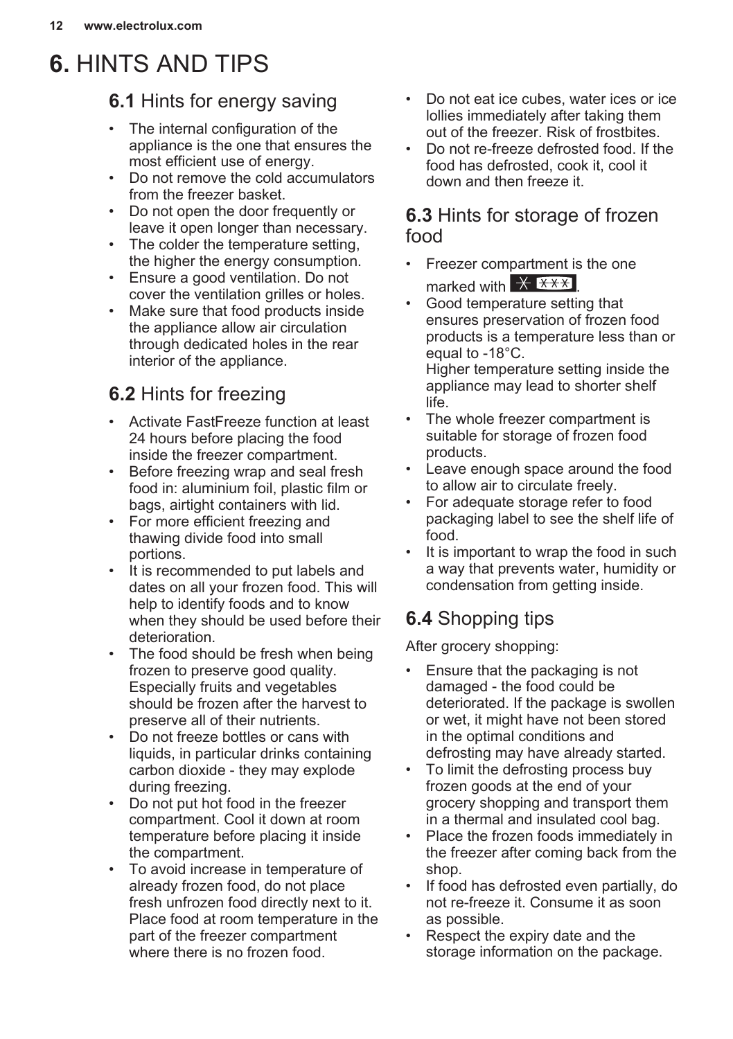# 6. HINTS AND TIPS

## 6.1 Hints for energy saving

- The internal configuration of the appliance is the one that ensures the most efficient use of energy.
- Do not remove the cold accumulators from the freezer basket.
- Do not open the door frequently or leave it open longer than necessary.
- The colder the temperature setting, the higher the energy consumption.
- Ensure a good ventilation. Do not cover the ventilation grilles or holes.
- Make sure that food products inside the appliance allow air circulation through dedicated holes in the rear interior of the appliance.

## 6.2 Hints for freezing

- Activate FastFreeze function at least 24 hours before placing the food inside the freezer compartment.
- Before freezing wrap and seal fresh food in: aluminium foil, plastic film or bags, airtight containers with lid.
- For more efficient freezing and thawing divide food into small portions.
- It is recommended to put labels and dates on all your frozen food. This will help to identify foods and to know when they should be used before their deterioration.
- The food should be fresh when being frozen to preserve good quality. Especially fruits and vegetables should be frozen after the harvest to preserve all of their nutrients.
- Do not freeze bottles or cans with liquids, in particular drinks containing carbon dioxide - they may explode during freezing.
- Do not put hot food in the freezer compartment. Cool it down at room temperature before placing it inside the compartment.
- To avoid increase in temperature of already frozen food, do not place fresh unfrozen food directly next to it. Place food at room temperature in the part of the freezer compartment where there is no frozen food.
- Do not eat ice cubes, water ices or ice lollies immediately after taking them out of the freezer. Risk of frostbites.
- Do not re-freeze defrosted food. If the food has defrosted, cook it, cool it down and then freeze it.

## 6.3 Hints for storage of frozen food

- Freezer compartment is the one marked with ✳ ✳✳✳.
- Good temperature setting that ensures preservation of frozen food products is a temperature less than or equal to -18°C.
  Higher temperature setting inside the appliance may lead to shorter shelf life.
- The whole freezer compartment is suitable for storage of frozen food products.
- Leave enough space around the food to allow air to circulate freely.
- For adequate storage refer to food packaging label to see the shelf life of food.
- It is important to wrap the food in such a way that prevents water, humidity or condensation from getting inside.

## 6.4 Shopping tips

After grocery shopping:

- Ensure that the packaging is not damaged - the food could be deteriorated. If the package is swollen or wet, it might have not been stored in the optimal conditions and defrosting may have already started.
- To limit the defrosting process buy frozen goods at the end of your grocery shopping and transport them in a thermal and insulated cool bag.
- Place the frozen foods immediately in the freezer after coming back from the shop.
- If food has defrosted even partially, do not re-freeze it. Consume it as soon as possible.
- Respect the expiry date and the storage information on the package.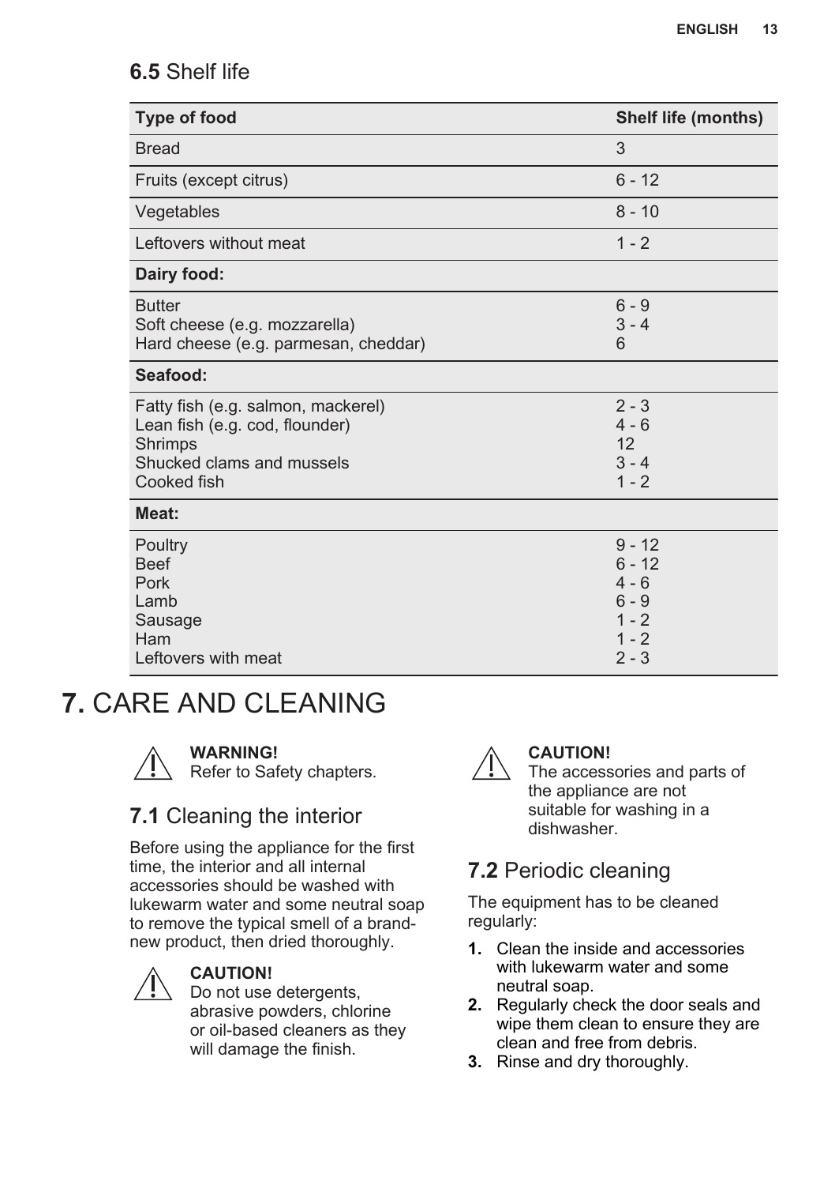### 6.5 Shelf life

| Type of food | Shelf life (months) |
|---|---|
| Bread | 3 |
| Fruits (except citrus) | 6 - 12 |
| Vegetables | 8 - 10 |
| Leftovers without meat | 1 - 2 |
| **Dairy food:** | |
| Butter | 6 - 9 |
| Soft cheese (e.g. mozzarella) | 3 - 4 |
| Hard cheese (e.g. parmesan, cheddar) | 6 |
| **Seafood:** | |
| Fatty fish (e.g. salmon, mackerel) | 2 - 3 |
| Lean fish (e.g. cod, flounder) | 4 - 6 |
| Shrimps | 12 |
| Shucked clams and mussels | 3 - 4 |
| Cooked fish | 1 - 2 |
| **Meat:** | |
| Poultry | 9 - 12 |
| Beef | 6 - 12 |
| Pork | 4 - 6 |
| Lamb | 6 - 9 |
| Sausage | 1 - 2 |
| Ham | 1 - 2 |
| Leftovers with meat | 2 - 3 |

# 7. CARE AND CLEANING

**WARNING!**
Refer to Safety chapters.

### 7.1 Cleaning the interior

Before using the appliance for the first time, the interior and all internal accessories should be washed with lukewarm water and some neutral soap to remove the typical smell of a brand-new product, then dried thoroughly.

**CAUTION!**
Do not use detergents, abrasive powders, chlorine or oil-based cleaners as they will damage the finish.

**CAUTION!**
The accessories and parts of the appliance are not suitable for washing in a dishwasher.

### 7.2 Periodic cleaning

The equipment has to be cleaned regularly:

1. Clean the inside and accessories with lukewarm water and some neutral soap.
2. Regularly check the door seals and wipe them clean to ensure they are clean and free from debris.
3. Rinse and dry thoroughly.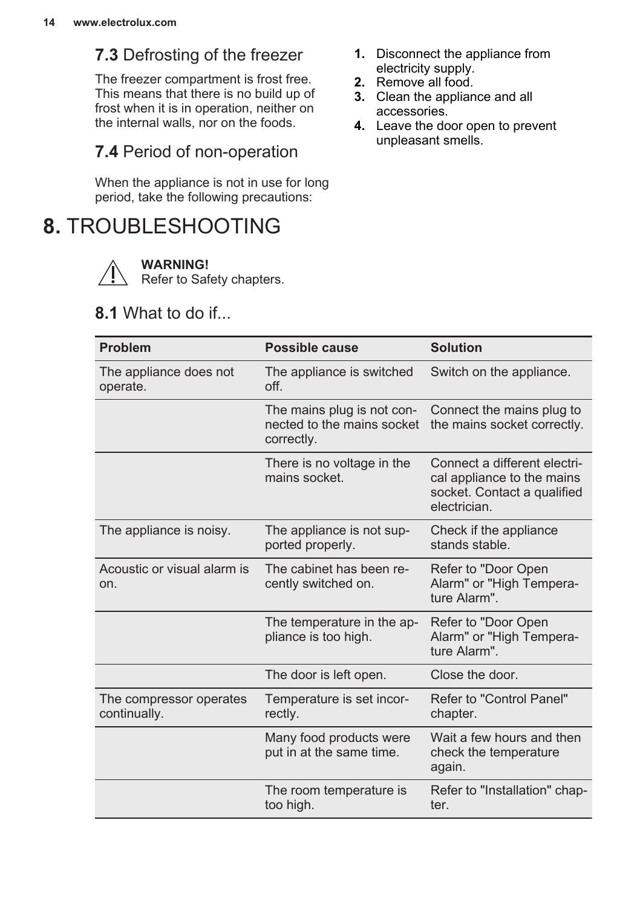## 7.3 Defrosting of the freezer

The freezer compartment is frost free. This means that there is no build up of frost when it is in operation, neither on the internal walls, nor on the foods.

## 7.4 Period of non-operation

When the appliance is not in use for long period, take the following precautions:

1. Disconnect the appliance from electricity supply.
2. Remove all food.
3. Clean the appliance and all accessories.
4. Leave the door open to prevent unpleasant smells.

# 8. TROUBLESHOOTING

**WARNING!**
Refer to Safety chapters.

## 8.1 What to do if...

| Problem | Possible cause | Solution |
|---|---|---|
| The appliance does not operate. | The appliance is switched off. | Switch on the appliance. |
| | The mains plug is not connected to the mains socket correctly. | Connect the mains plug to the mains socket correctly. |
| | There is no voltage in the mains socket. | Connect a different electrical appliance to the mains socket. Contact a qualified electrician. |
| The appliance is noisy. | The appliance is not supported properly. | Check if the appliance stands stable. |
| Acoustic or visual alarm is on. | The cabinet has been recently switched on. | Refer to "Door Open Alarm" or "High Temperature Alarm". |
| | The temperature in the appliance is too high. | Refer to "Door Open Alarm" or "High Temperature Alarm". |
| | The door is left open. | Close the door. |
| The compressor operates continually. | Temperature is set incorrectly. | Refer to "Control Panel" chapter. |
| | Many food products were put in at the same time. | Wait a few hours and then check the temperature again. |
| | The room temperature is too high. | Refer to "Installation" chapter. |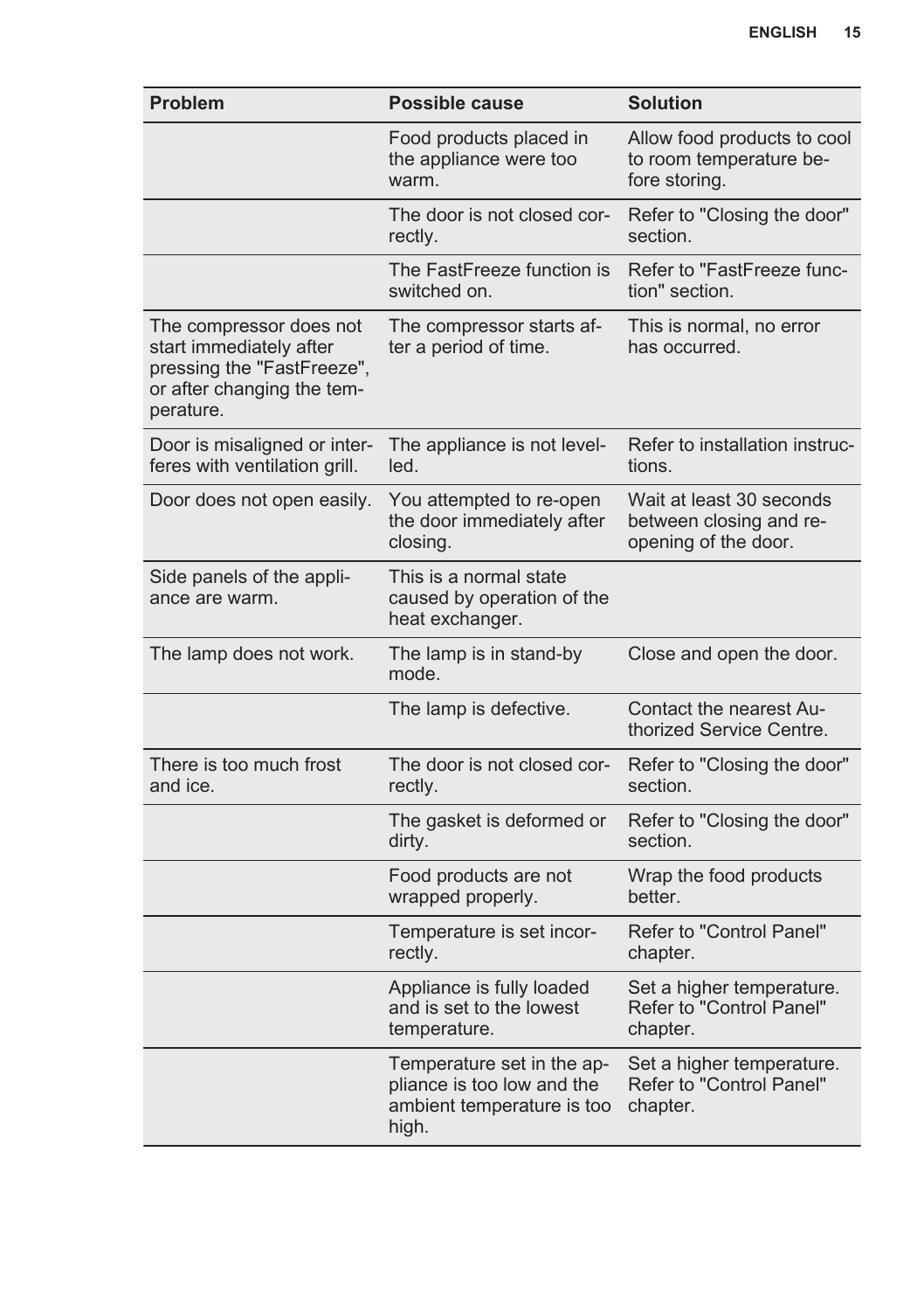| Problem | Possible cause | Solution |
| --- | --- | --- |
| | Food products placed in the appliance were too warm. | Allow food products to cool to room temperature before storing. |
| | The door is not closed correctly. | Refer to "Closing the door" section. |
| | The FastFreeze function is switched on. | Refer to "FastFreeze function" section. |
| The compressor does not start immediately after pressing the "FastFreeze", or after changing the temperature. | The compressor starts after a period of time. | This is normal, no error has occurred. |
| Door is misaligned or interferes with ventilation grill. | The appliance is not levelled. | Refer to installation instructions. |
| Door does not open easily. | You attempted to re-open the door immediately after closing. | Wait at least 30 seconds between closing and re-opening of the door. |
| Side panels of the appliance are warm. | This is a normal state caused by operation of the heat exchanger. | |
| The lamp does not work. | The lamp is in stand-by mode. | Close and open the door. |
| | The lamp is defective. | Contact the nearest Authorized Service Centre. |
| There is too much frost and ice. | The door is not closed correctly. | Refer to "Closing the door" section. |
| | The gasket is deformed or dirty. | Refer to "Closing the door" section. |
| | Food products are not wrapped properly. | Wrap the food products better. |
| | Temperature is set incorrectly. | Refer to "Control Panel" chapter. |
| | Appliance is fully loaded and is set to the lowest temperature. | Set a higher temperature. Refer to "Control Panel" chapter. |
| | Temperature set in the appliance is too low and the ambient temperature is too high. | Set a higher temperature. Refer to "Control Panel" chapter. |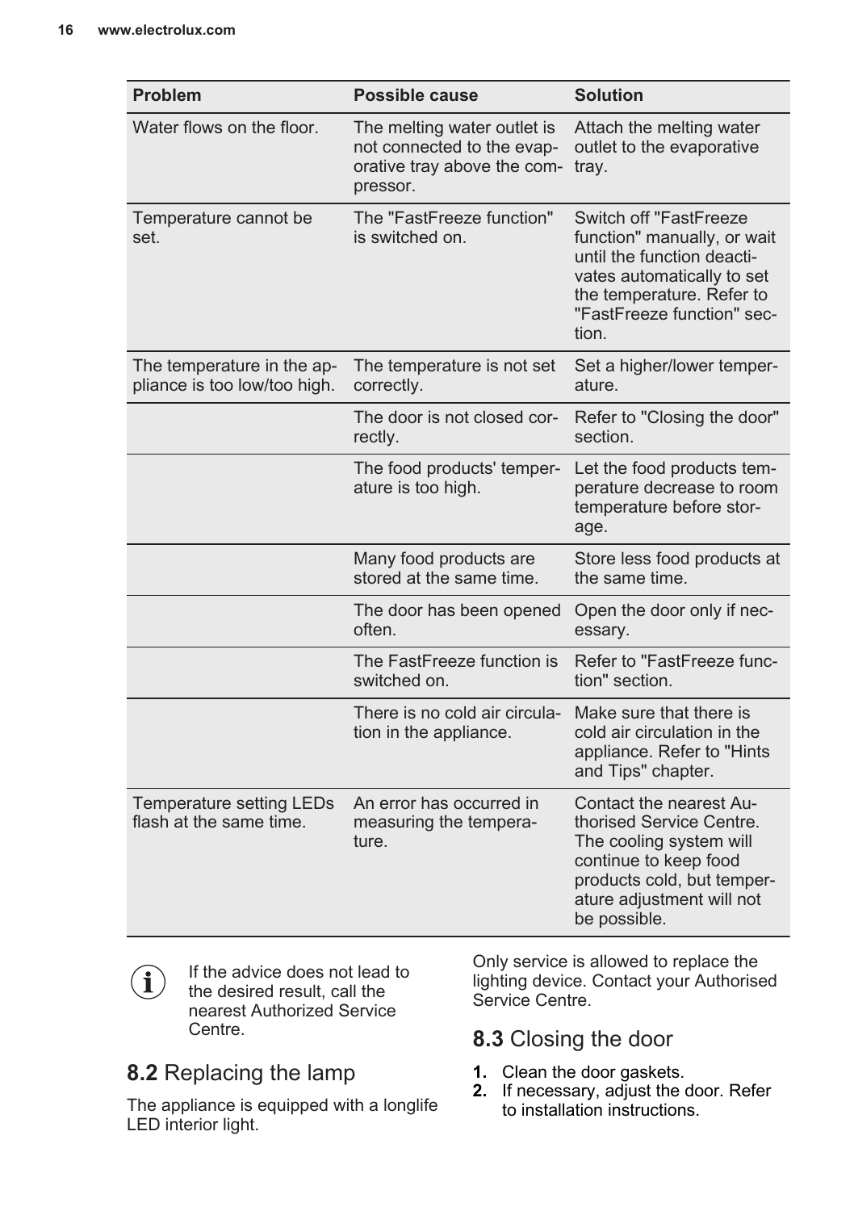| Problem | Possible cause | Solution |
| --- | --- | --- |
| Water flows on the floor. | The melting water outlet is not connected to the evaporative tray above the compressor. | Attach the melting water outlet to the evaporative tray. |
| Temperature cannot be set. | The "FastFreeze function" is switched on. | Switch off "FastFreeze function" manually, or wait until the function deactivates automatically to set the temperature. Refer to "FastFreeze function" section. |
| The temperature in the appliance is too low/too high. | The temperature is not set correctly. | Set a higher/lower temperature. |
| | The door is not closed correctly. | Refer to "Closing the door" section. |
| | The food products' temperature is too high. | Let the food products temperature decrease to room temperature before storage. |
| | Many food products are stored at the same time. | Store less food products at the same time. |
| | The door has been opened often. | Open the door only if necessary. |
| | The FastFreeze function is switched on. | Refer to "FastFreeze function" section. |
| | There is no cold air circulation in the appliance. | Make sure that there is cold air circulation in the appliance. Refer to "Hints and Tips" chapter. |
| Temperature setting LEDs flash at the same time. | An error has occurred in measuring the temperature. | Contact the nearest Authorised Service Centre. The cooling system will continue to keep food products cold, but temperature adjustment will not be possible. |

If the advice does not lead to the desired result, call the nearest Authorized Service Centre.

## 8.2 Replacing the lamp

The appliance is equipped with a longlife LED interior light.

Only service is allowed to replace the lighting device. Contact your Authorised Service Centre.

## 8.3 Closing the door

1. Clean the door gaskets.
2. If necessary, adjust the door. Refer to installation instructions.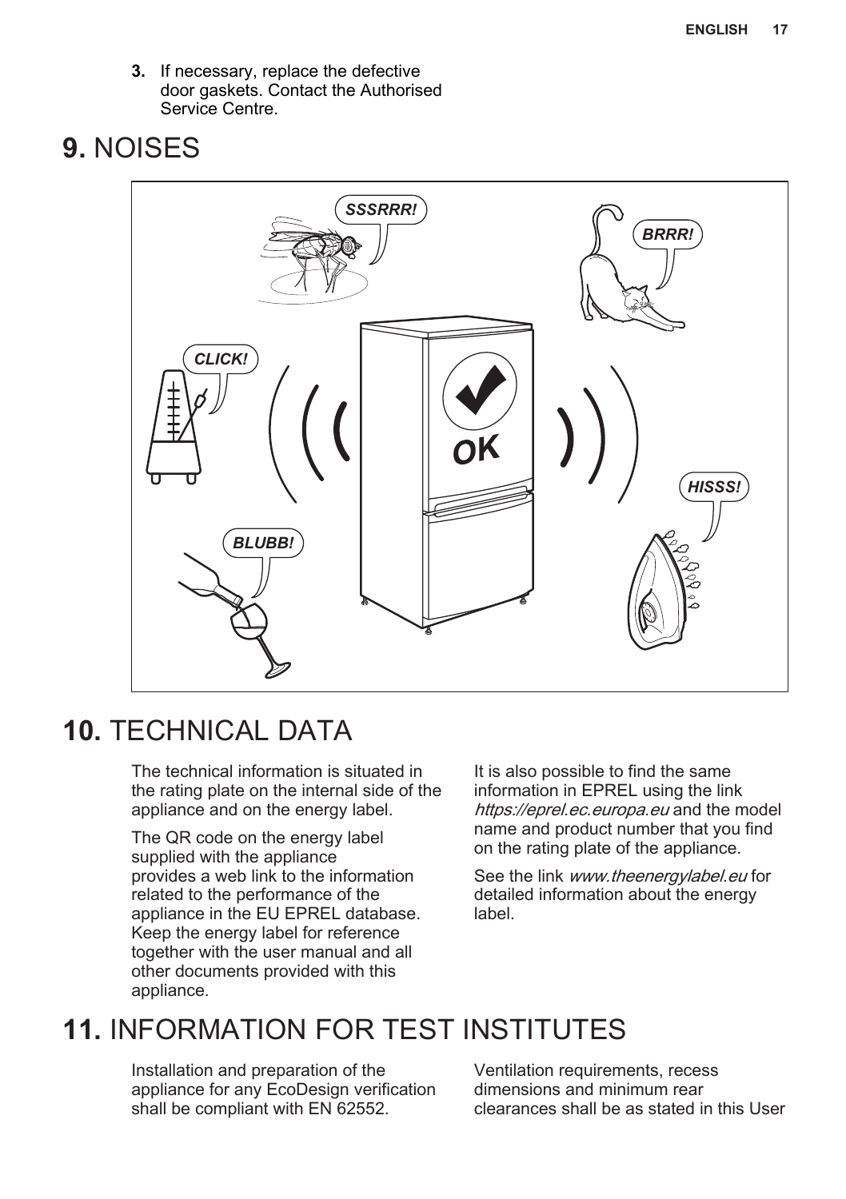3. If necessary, replace the defective door gaskets. Contact the Authorised Service Centre.

# 9. NOISES

# 10. TECHNICAL DATA

The technical information is situated in the rating plate on the internal side of the appliance and on the energy label.

The QR code on the energy label supplied with the appliance provides a web link to the information related to the performance of the appliance in the EU EPREL database. Keep the energy label for reference together with the user manual and all other documents provided with this appliance.

It is also possible to find the same information in EPREL using the link *https://eprel.ec.europa.eu* and the model name and product number that you find on the rating plate of the appliance.

See the link *www.theenergylabel.eu* for detailed information about the energy label.

# 11. INFORMATION FOR TEST INSTITUTES

Installation and preparation of the appliance for any EcoDesign verification shall be compliant with EN 62552.

Ventilation requirements, recess dimensions and minimum rear clearances shall be as stated in this User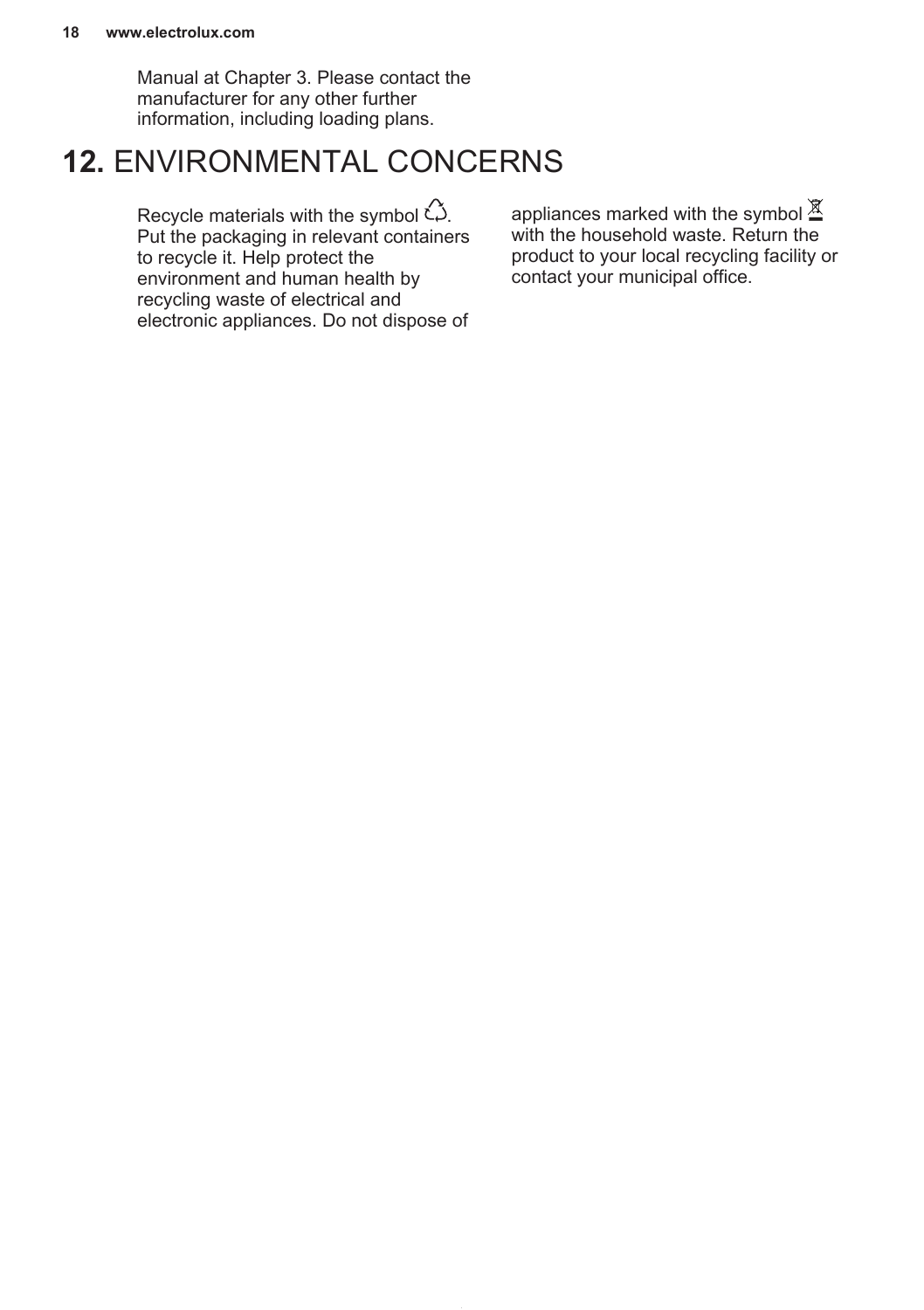Manual at Chapter 3. Please contact the manufacturer for any other further information, including loading plans.

# 12. ENVIRONMENTAL CONCERNS

Recycle materials with the symbol ♲. Put the packaging in relevant containers to recycle it. Help protect the environment and human health by recycling waste of electrical and electronic appliances. Do not dispose of appliances marked with the symbol with the household waste. Return the product to your local recycling facility or contact your municipal office.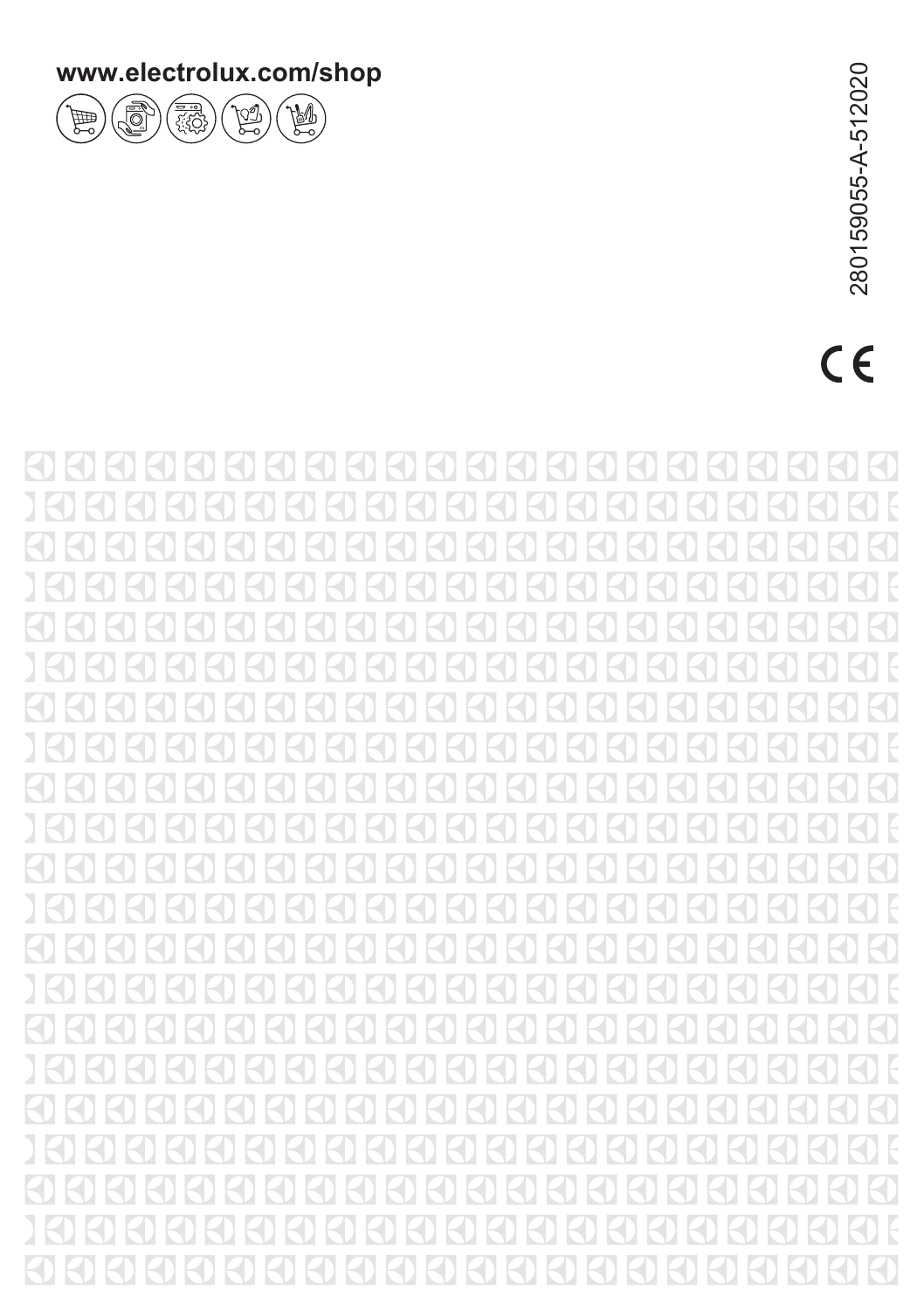**www.electrolux.com/shop**

280159055-A-512020